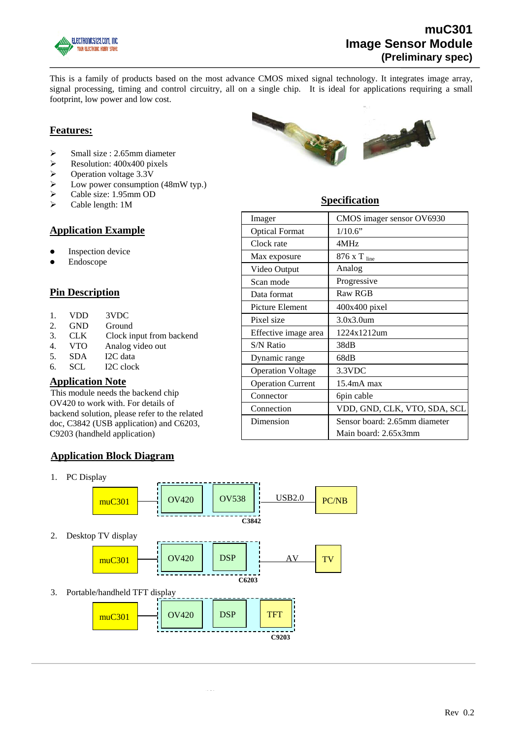# muC301
# Image Sensor Module
### (Preliminary spec)

This is a family of products based on the most advance CMOS mixed signal technology. It integrates image array, signal processing, timing and control circuitry, all on a single chip. It is ideal for applications requiring a small footprint, low power and low cost.

## Features:

- Small size : 2.65mm diameter
- Resolution: 400x400 pixels
- Operation voltage 3.3V
- Low power consumption (48mW typ.)
- Cable size: 1.95mm OD
- Cable length: 1M

## Application Example

- Inspection device
- Endoscope

## Pin Description

1. VDD 3VDC
2. GND Ground
3. CLK Clock input from backend
4. VTO Analog video out
5. SDA I2C data
6. SCL I2C clock

## Application Note

This module needs the backend chip OV420 to work with. For details of backend solution, please refer to the related doc, C3842 (USB application) and C6203, C9203 (handheld application)

## Specification

| | |
|---|---|
| Imager | CMOS imager sensor OV6930 |
| Optical Format | 1/10.6" |
| Clock rate | 4MHz |
| Max exposure | 876 x $T_{line}$ |
| Video Output | Analog |
| Scan mode | Progressive |
| Data format | Raw RGB |
| Picture Element | 400x400 pixel |
| Pixel size | 3.0x3.0um |
| Effective image area | 1224x1212um |
| S/N Ratio | 38dB |
| Dynamic range | 68dB |
| Operation Voltage | 3.3VDC |
| Operation Current | 15.4mA max |
| Connector | 6pin cable |
| Connection | VDD, GND, CLK, VTO, SDA, SCL |
| Dimension | Sensor board: 2.65mm diameter<br>Main board: 2.65x3mm |

## Application Block Diagram

1. PC Display

muC301 — [OV420 — OV538] (C3842) — USB2.0 — PC/NB

2. Desktop TV display

muC301 — [OV420 — DSP] (C6203) — AV — TV

3. Portable/handheld TFT display

muC301 — [OV420 — DSP — TFT] (C9203)

Rev 0.2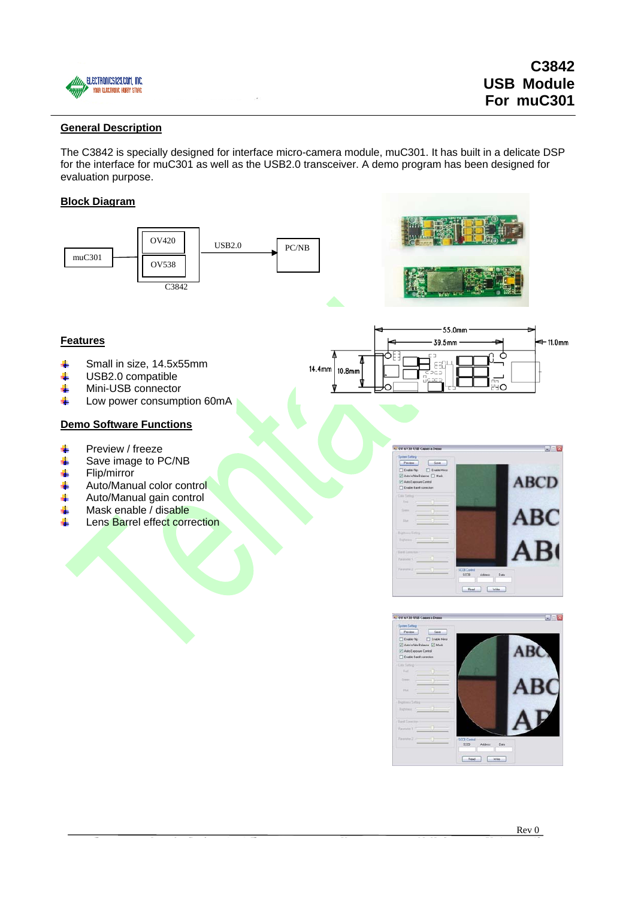# C3842
# USB Module
# For muC301

## General Description

The C3842 is specially designed for interface micro-camera module, muC301. It has built in a delicate DSP for the interface for muC301 as well as the USB2.0 transceiver. A demo program has been designed for evaluation purpose.

## Block Diagram

muC301

OV420

OV538

C3842

USB2.0

PC/NB

55.0mm

39.5mm

11.0mm

14.4mm

10.8mm

## Features

- Small in size, 14.5x55mm
- USB2.0 compatible
- Mini-USB connector
- Low power consumption 60mA

## Demo Software Functions

- Preview / freeze
- Save image to PC/NB
- Flip/mirror
- Auto/Manual color control
- Auto/Manual gain control
- Mask enable / disable
- Lens Barrel effect correction

Rev 0